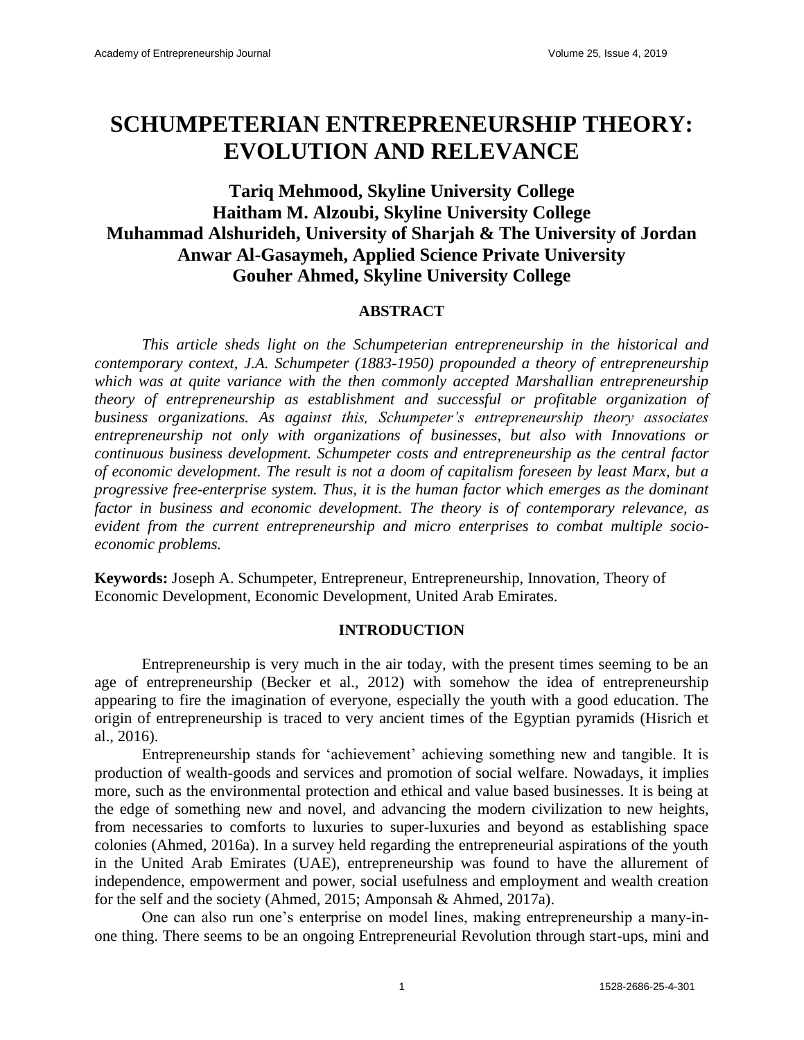# SCHUMPETERIAN ENTREPRENEURSHIP THEORY: EVOLUTION AND RELEVANCE

**Tariq Mehmood, Skyline University College**
**Haitham M. Alzoubi, Skyline University College**
**Muhammad Alshurideh, University of Sharjah & The University of Jordan**
**Anwar Al-Gasaymeh, Applied Science Private University**
**Gouher Ahmed, Skyline University College**

## ABSTRACT

*This article sheds light on the Schumpeterian entrepreneurship in the historical and contemporary context, J.A. Schumpeter (1883-1950) propounded a theory of entrepreneurship which was at quite variance with the then commonly accepted Marshallian entrepreneurship theory of entrepreneurship as establishment and successful or profitable organization of business organizations. As against this, Schumpeter's entrepreneurship theory associates entrepreneurship not only with organizations of businesses, but also with Innovations or continuous business development. Schumpeter costs and entrepreneurship as the central factor of economic development. The result is not a doom of capitalism foreseen by least Marx, but a progressive free-enterprise system. Thus, it is the human factor which emerges as the dominant factor in business and economic development. The theory is of contemporary relevance, as evident from the current entrepreneurship and micro enterprises to combat multiple socio-economic problems.*

**Keywords:** Joseph A. Schumpeter, Entrepreneur, Entrepreneurship, Innovation, Theory of Economic Development, Economic Development, United Arab Emirates.

## INTRODUCTION

Entrepreneurship is very much in the air today, with the present times seeming to be an age of entrepreneurship (Becker et al., 2012) with somehow the idea of entrepreneurship appearing to fire the imagination of everyone, especially the youth with a good education. The origin of entrepreneurship is traced to very ancient times of the Egyptian pyramids (Hisrich et al., 2016).

Entrepreneurship stands for 'achievement' achieving something new and tangible. It is production of wealth-goods and services and promotion of social welfare. Nowadays, it implies more, such as the environmental protection and ethical and value based businesses. It is being at the edge of something new and novel, and advancing the modern civilization to new heights, from necessaries to comforts to luxuries to super-luxuries and beyond as establishing space colonies (Ahmed, 2016a). In a survey held regarding the entrepreneurial aspirations of the youth in the United Arab Emirates (UAE), entrepreneurship was found to have the allurement of independence, empowerment and power, social usefulness and employment and wealth creation for the self and the society (Ahmed, 2015; Amponsah & Ahmed, 2017a).

One can also run one's enterprise on model lines, making entrepreneurship a many-in-one thing. There seems to be an ongoing Entrepreneurial Revolution through start-ups, mini and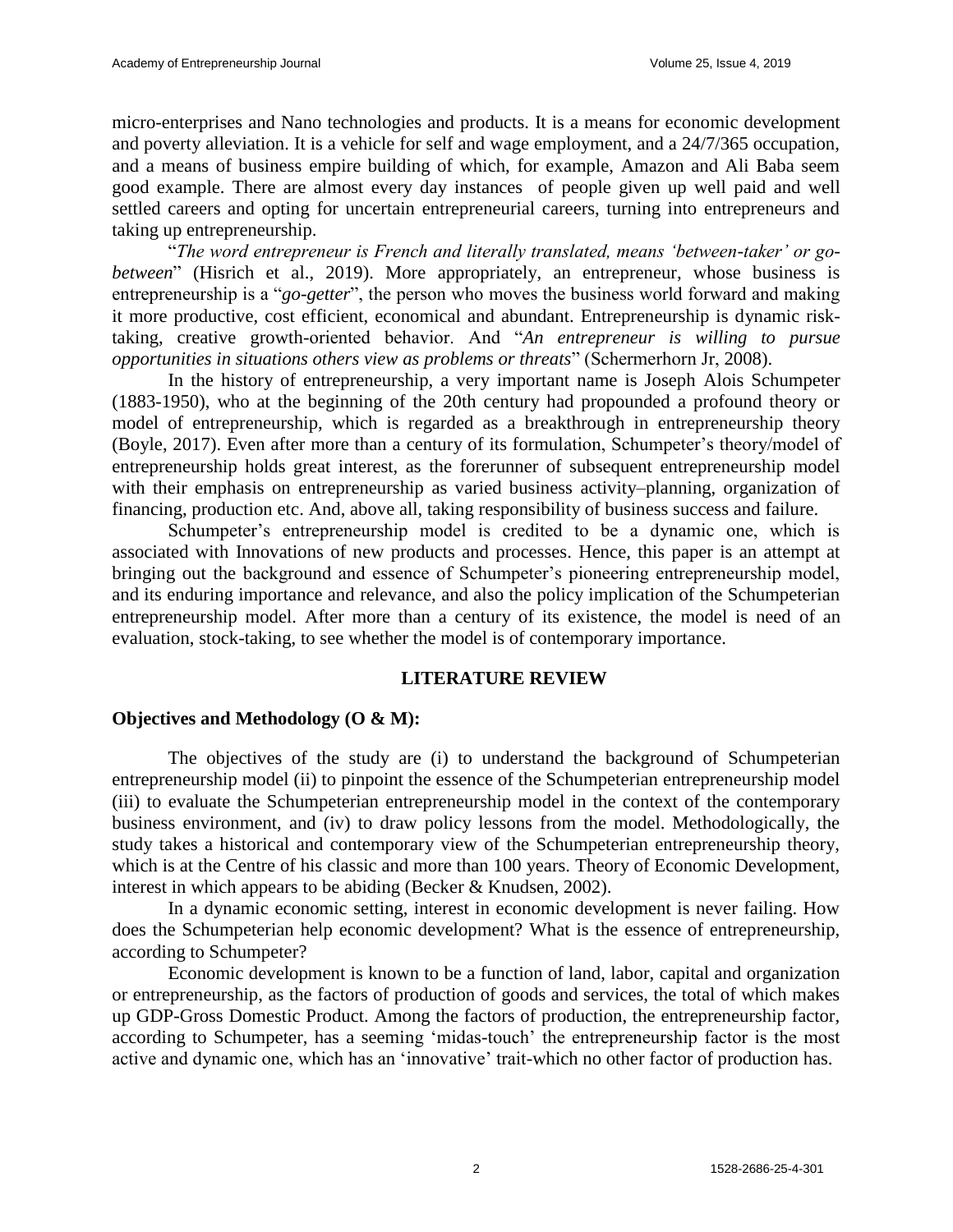micro-enterprises and Nano technologies and products. It is a means for economic development and poverty alleviation. It is a vehicle for self and wage employment, and a 24/7/365 occupation, and a means of business empire building of which, for example, Amazon and Ali Baba seem good example. There are almost every day instances of people given up well paid and well settled careers and opting for uncertain entrepreneurial careers, turning into entrepreneurs and taking up entrepreneurship.

"*The word entrepreneur is French and literally translated, means 'between-taker' or go-between*" (Hisrich et al., 2019). More appropriately, an entrepreneur, whose business is entrepreneurship is a "*go-getter*", the person who moves the business world forward and making it more productive, cost efficient, economical and abundant. Entrepreneurship is dynamic risk-taking, creative growth-oriented behavior. And "*An entrepreneur is willing to pursue opportunities in situations others view as problems or threats*" (Schermerhorn Jr, 2008).

In the history of entrepreneurship, a very important name is Joseph Alois Schumpeter (1883-1950), who at the beginning of the 20th century had propounded a profound theory or model of entrepreneurship, which is regarded as a breakthrough in entrepreneurship theory (Boyle, 2017). Even after more than a century of its formulation, Schumpeter's theory/model of entrepreneurship holds great interest, as the forerunner of subsequent entrepreneurship model with their emphasis on entrepreneurship as varied business activity–planning, organization of financing, production etc. And, above all, taking responsibility of business success and failure.

Schumpeter's entrepreneurship model is credited to be a dynamic one, which is associated with Innovations of new products and processes. Hence, this paper is an attempt at bringing out the background and essence of Schumpeter's pioneering entrepreneurship model, and its enduring importance and relevance, and also the policy implication of the Schumpeterian entrepreneurship model. After more than a century of its existence, the model is need of an evaluation, stock-taking, to see whether the model is of contemporary importance.

## LITERATURE REVIEW

### Objectives and Methodology (O & M):

The objectives of the study are (i) to understand the background of Schumpeterian entrepreneurship model (ii) to pinpoint the essence of the Schumpeterian entrepreneurship model (iii) to evaluate the Schumpeterian entrepreneurship model in the context of the contemporary business environment, and (iv) to draw policy lessons from the model. Methodologically, the study takes a historical and contemporary view of the Schumpeterian entrepreneurship theory, which is at the Centre of his classic and more than 100 years. Theory of Economic Development, interest in which appears to be abiding (Becker & Knudsen, 2002).

In a dynamic economic setting, interest in economic development is never failing. How does the Schumpeterian help economic development? What is the essence of entrepreneurship, according to Schumpeter?

Economic development is known to be a function of land, labor, capital and organization or entrepreneurship, as the factors of production of goods and services, the total of which makes up GDP-Gross Domestic Product. Among the factors of production, the entrepreneurship factor, according to Schumpeter, has a seeming 'midas-touch' the entrepreneurship factor is the most active and dynamic one, which has an 'innovative' trait-which no other factor of production has.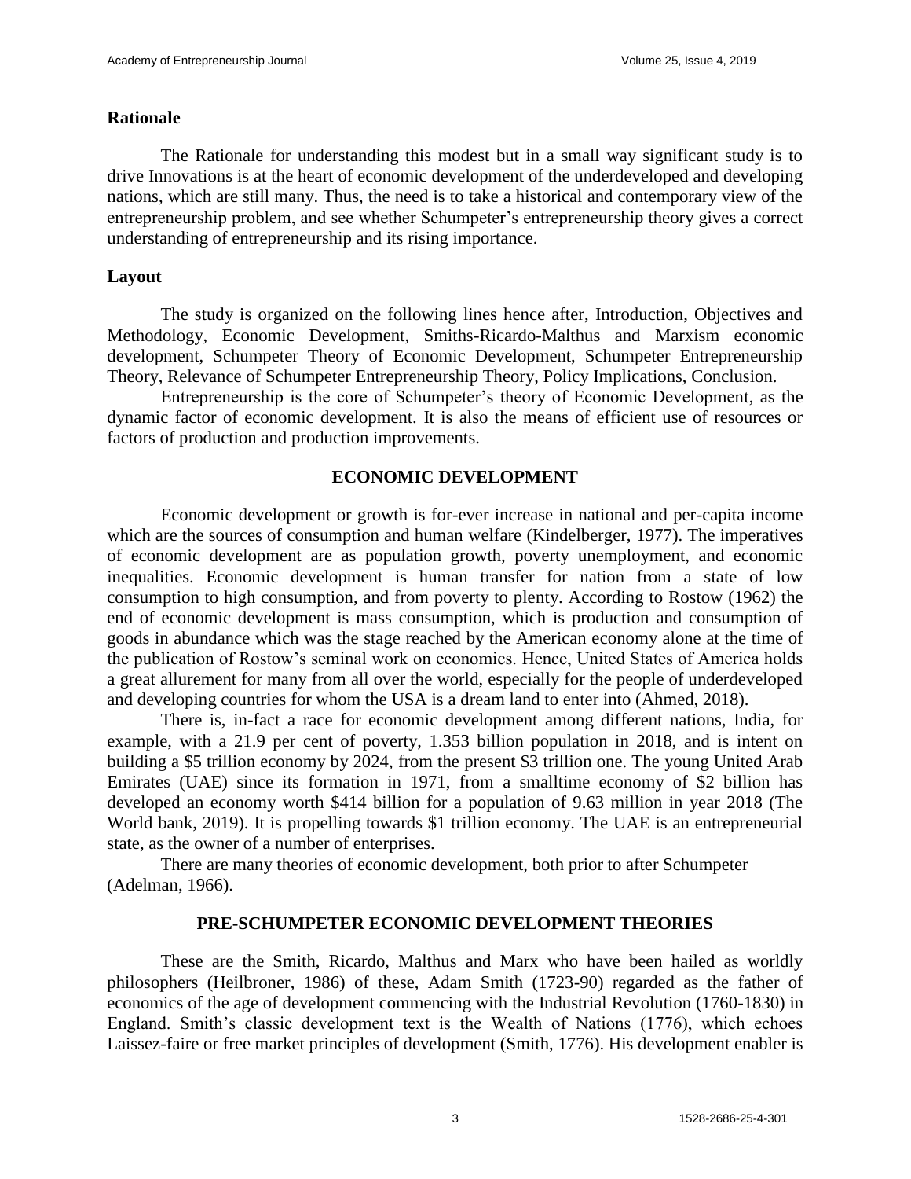## Rationale

The Rationale for understanding this modest but in a small way significant study is to drive Innovations is at the heart of economic development of the underdeveloped and developing nations, which are still many. Thus, the need is to take a historical and contemporary view of the entrepreneurship problem, and see whether Schumpeter's entrepreneurship theory gives a correct understanding of entrepreneurship and its rising importance.

## Layout

The study is organized on the following lines hence after, Introduction, Objectives and Methodology, Economic Development, Smiths-Ricardo-Malthus and Marxism economic development, Schumpeter Theory of Economic Development, Schumpeter Entrepreneurship Theory, Relevance of Schumpeter Entrepreneurship Theory, Policy Implications, Conclusion.

Entrepreneurship is the core of Schumpeter's theory of Economic Development, as the dynamic factor of economic development. It is also the means of efficient use of resources or factors of production and production improvements.

## ECONOMIC DEVELOPMENT

Economic development or growth is for-ever increase in national and per-capita income which are the sources of consumption and human welfare (Kindelberger, 1977). The imperatives of economic development are as population growth, poverty unemployment, and economic inequalities. Economic development is human transfer for nation from a state of low consumption to high consumption, and from poverty to plenty. According to Rostow (1962) the end of economic development is mass consumption, which is production and consumption of goods in abundance which was the stage reached by the American economy alone at the time of the publication of Rostow's seminal work on economics. Hence, United States of America holds a great allurement for many from all over the world, especially for the people of underdeveloped and developing countries for whom the USA is a dream land to enter into (Ahmed, 2018).

There is, in-fact a race for economic development among different nations, India, for example, with a 21.9 per cent of poverty, 1.353 billion population in 2018, and is intent on building a $5 trillion economy by 2024, from the present $3 trillion one. The young United Arab Emirates (UAE) since its formation in 1971, from a smalltime economy of $2 billion has developed an economy worth $414 billion for a population of 9.63 million in year 2018 (The World bank, 2019). It is propelling towards $1 trillion economy. The UAE is an entrepreneurial state, as the owner of a number of enterprises.

There are many theories of economic development, both prior to after Schumpeter (Adelman, 1966).

## PRE-SCHUMPETER ECONOMIC DEVELOPMENT THEORIES

These are the Smith, Ricardo, Malthus and Marx who have been hailed as worldly philosophers (Heilbroner, 1986) of these, Adam Smith (1723-90) regarded as the father of economics of the age of development commencing with the Industrial Revolution (1760-1830) in England. Smith's classic development text is the Wealth of Nations (1776), which echoes Laissez-faire or free market principles of development (Smith, 1776). His development enabler is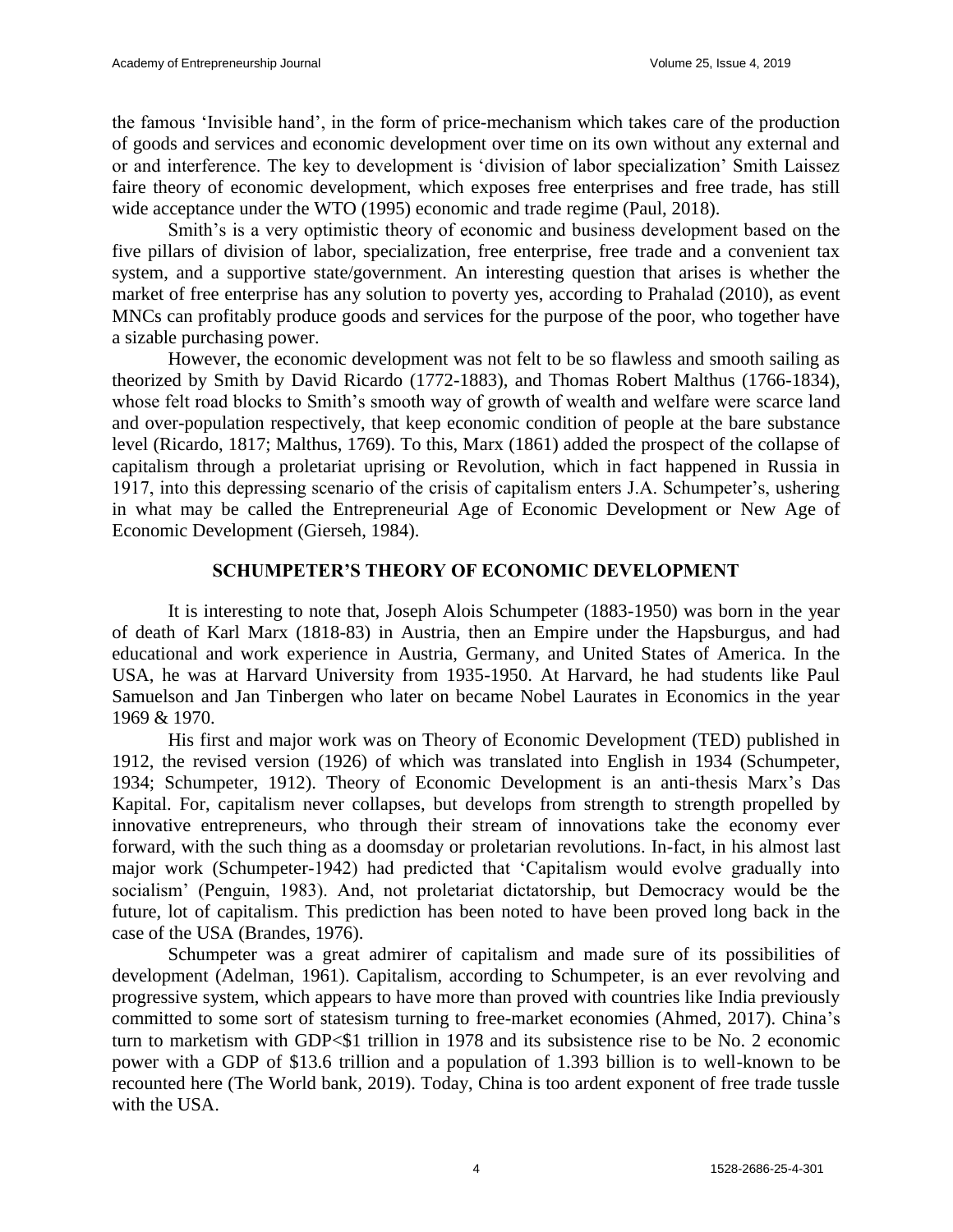the famous 'Invisible hand', in the form of price-mechanism which takes care of the production of goods and services and economic development over time on its own without any external and or and interference. The key to development is 'division of labor specialization' Smith Laissez faire theory of economic development, which exposes free enterprises and free trade, has still wide acceptance under the WTO (1995) economic and trade regime (Paul, 2018).

Smith's is a very optimistic theory of economic and business development based on the five pillars of division of labor, specialization, free enterprise, free trade and a convenient tax system, and a supportive state/government. An interesting question that arises is whether the market of free enterprise has any solution to poverty yes, according to Prahalad (2010), as event MNCs can profitably produce goods and services for the purpose of the poor, who together have a sizable purchasing power.

However, the economic development was not felt to be so flawless and smooth sailing as theorized by Smith by David Ricardo (1772-1883), and Thomas Robert Malthus (1766-1834), whose felt road blocks to Smith's smooth way of growth of wealth and welfare were scarce land and over-population respectively, that keep economic condition of people at the bare substance level (Ricardo, 1817; Malthus, 1769). To this, Marx (1861) added the prospect of the collapse of capitalism through a proletariat uprising or Revolution, which in fact happened in Russia in 1917, into this depressing scenario of the crisis of capitalism enters J.A. Schumpeter's, ushering in what may be called the Entrepreneurial Age of Economic Development or New Age of Economic Development (Gierseh, 1984).

## SCHUMPETER'S THEORY OF ECONOMIC DEVELOPMENT

It is interesting to note that, Joseph Alois Schumpeter (1883-1950) was born in the year of death of Karl Marx (1818-83) in Austria, then an Empire under the Hapsburgus, and had educational and work experience in Austria, Germany, and United States of America. In the USA, he was at Harvard University from 1935-1950. At Harvard, he had students like Paul Samuelson and Jan Tinbergen who later on became Nobel Laurates in Economics in the year 1969 & 1970.

His first and major work was on Theory of Economic Development (TED) published in 1912, the revised version (1926) of which was translated into English in 1934 (Schumpeter, 1934; Schumpeter, 1912). Theory of Economic Development is an anti-thesis Marx's Das Kapital. For, capitalism never collapses, but develops from strength to strength propelled by innovative entrepreneurs, who through their stream of innovations take the economy ever forward, with the such thing as a doomsday or proletarian revolutions. In-fact, in his almost last major work (Schumpeter-1942) had predicted that 'Capitalism would evolve gradually into socialism' (Penguin, 1983). And, not proletariat dictatorship, but Democracy would be the future, lot of capitalism. This prediction has been noted to have been proved long back in the case of the USA (Brandes, 1976).

Schumpeter was a great admirer of capitalism and made sure of its possibilities of development (Adelman, 1961). Capitalism, according to Schumpeter, is an ever revolving and progressive system, which appears to have more than proved with countries like India previously committed to some sort of statesism turning to free-market economies (Ahmed, 2017). China's turn to marketism with GDP<\$1 trillion in 1978 and its subsistence rise to be No. 2 economic power with a GDP of \$13.6 trillion and a population of 1.393 billion is to well-known to be recounted here (The World bank, 2019). Today, China is too ardent exponent of free trade tussle with the USA.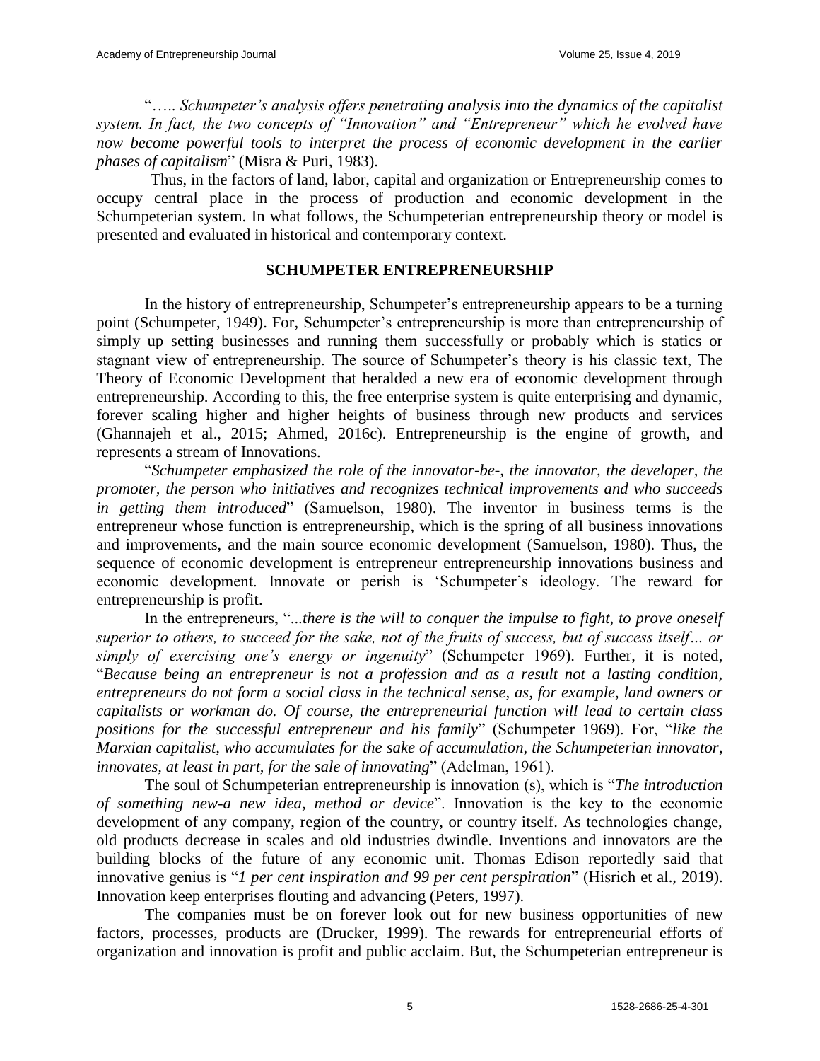"….. *Schumpeter's analysis offers penetrating analysis into the dynamics of the capitalist system. In fact, the two concepts of "Innovation" and "Entrepreneur" which he evolved have now become powerful tools to interpret the process of economic development in the earlier phases of capitalism*" (Misra & Puri, 1983).

Thus, in the factors of land, labor, capital and organization or Entrepreneurship comes to occupy central place in the process of production and economic development in the Schumpeterian system. In what follows, the Schumpeterian entrepreneurship theory or model is presented and evaluated in historical and contemporary context.

## SCHUMPETER ENTREPRENEURSHIP

In the history of entrepreneurship, Schumpeter's entrepreneurship appears to be a turning point (Schumpeter, 1949). For, Schumpeter's entrepreneurship is more than entrepreneurship of simply up setting businesses and running them successfully or probably which is statics or stagnant view of entrepreneurship. The source of Schumpeter's theory is his classic text, The Theory of Economic Development that heralded a new era of economic development through entrepreneurship. According to this, the free enterprise system is quite enterprising and dynamic, forever scaling higher and higher heights of business through new products and services (Ghannajeh et al., 2015; Ahmed, 2016c). Entrepreneurship is the engine of growth, and represents a stream of Innovations.

"*Schumpeter emphasized the role of the innovator-be-, the innovator, the developer, the promoter, the person who initiatives and recognizes technical improvements and who succeeds in getting them introduced*" (Samuelson, 1980). The inventor in business terms is the entrepreneur whose function is entrepreneurship, which is the spring of all business innovations and improvements, and the main source economic development (Samuelson, 1980). Thus, the sequence of economic development is entrepreneur entrepreneurship innovations business and economic development. Innovate or perish is 'Schumpeter's ideology. The reward for entrepreneurship is profit.

In the entrepreneurs, "*...there is the will to conquer the impulse to fight, to prove oneself superior to others, to succeed for the sake, not of the fruits of success, but of success itself… or simply of exercising one's energy or ingenuity*" (Schumpeter 1969). Further, it is noted, "*Because being an entrepreneur is not a profession and as a result not a lasting condition, entrepreneurs do not form a social class in the technical sense, as, for example, land owners or capitalists or workman do. Of course, the entrepreneurial function will lead to certain class positions for the successful entrepreneur and his family*" (Schumpeter 1969). For, "*like the Marxian capitalist, who accumulates for the sake of accumulation, the Schumpeterian innovator, innovates, at least in part, for the sale of innovating*" (Adelman, 1961).

The soul of Schumpeterian entrepreneurship is innovation (s), which is "*The introduction of something new-a new idea, method or device*". Innovation is the key to the economic development of any company, region of the country, or country itself. As technologies change, old products decrease in scales and old industries dwindle. Inventions and innovators are the building blocks of the future of any economic unit. Thomas Edison reportedly said that innovative genius is "*1 per cent inspiration and 99 per cent perspiration*" (Hisrich et al., 2019). Innovation keep enterprises flouting and advancing (Peters, 1997).

The companies must be on forever look out for new business opportunities of new factors, processes, products are (Drucker, 1999). The rewards for entrepreneurial efforts of organization and innovation is profit and public acclaim. But, the Schumpeterian entrepreneur is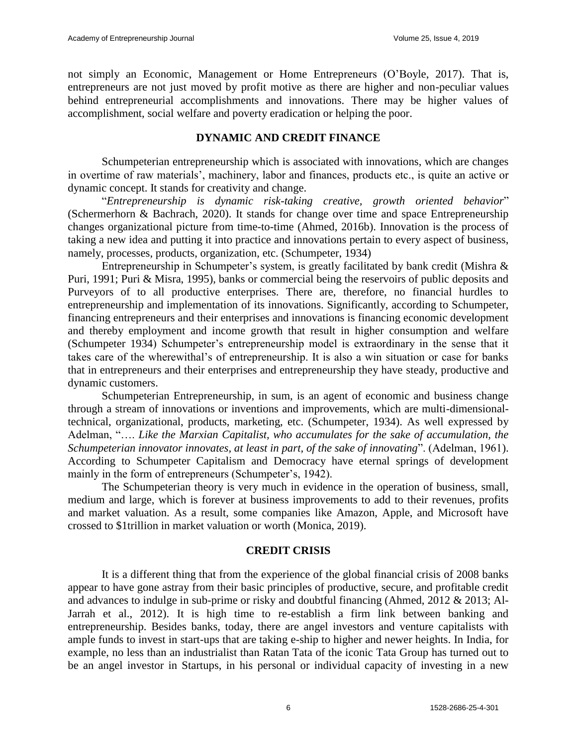not simply an Economic, Management or Home Entrepreneurs (O'Boyle, 2017). That is, entrepreneurs are not just moved by profit motive as there are higher and non-peculiar values behind entrepreneurial accomplishments and innovations. There may be higher values of accomplishment, social welfare and poverty eradication or helping the poor.

## DYNAMIC AND CREDIT FINANCE

Schumpeterian entrepreneurship which is associated with innovations, which are changes in overtime of raw materials', machinery, labor and finances, products etc., is quite an active or dynamic concept. It stands for creativity and change.

"*Entrepreneurship is dynamic risk-taking creative, growth oriented behavior*" (Schermerhorn & Bachrach, 2020). It stands for change over time and space Entrepreneurship changes organizational picture from time-to-time (Ahmed, 2016b). Innovation is the process of taking a new idea and putting it into practice and innovations pertain to every aspect of business, namely, processes, products, organization, etc. (Schumpeter, 1934)

Entrepreneurship in Schumpeter's system, is greatly facilitated by bank credit (Mishra & Puri, 1991; Puri & Misra, 1995), banks or commercial being the reservoirs of public deposits and Purveyors of to all productive enterprises. There are, therefore, no financial hurdles to entrepreneurship and implementation of its innovations. Significantly, according to Schumpeter, financing entrepreneurs and their enterprises and innovations is financing economic development and thereby employment and income growth that result in higher consumption and welfare (Schumpeter 1934) Schumpeter's entrepreneurship model is extraordinary in the sense that it takes care of the wherewithal's of entrepreneurship. It is also a win situation or case for banks that in entrepreneurs and their enterprises and entrepreneurship they have steady, productive and dynamic customers.

Schumpeterian Entrepreneurship, in sum, is an agent of economic and business change through a stream of innovations or inventions and improvements, which are multi-dimensional-technical, organizational, products, marketing, etc. (Schumpeter, 1934). As well expressed by Adelman, "…. *Like the Marxian Capitalist, who accumulates for the sake of accumulation, the Schumpeterian innovator innovates, at least in part, of the sake of innovating*". (Adelman, 1961). According to Schumpeter Capitalism and Democracy have eternal springs of development mainly in the form of entrepreneurs (Schumpeter's, 1942).

The Schumpeterian theory is very much in evidence in the operation of business, small, medium and large, which is forever at business improvements to add to their revenues, profits and market valuation. As a result, some companies like Amazon, Apple, and Microsoft have crossed to $1trillion in market valuation or worth (Monica, 2019).

## CREDIT CRISIS

It is a different thing that from the experience of the global financial crisis of 2008 banks appear to have gone astray from their basic principles of productive, secure, and profitable credit and advances to indulge in sub-prime or risky and doubtful financing (Ahmed, 2012 & 2013; Al-Jarrah et al., 2012). It is high time to re-establish a firm link between banking and entrepreneurship. Besides banks, today, there are angel investors and venture capitalists with ample funds to invest in start-ups that are taking e-ship to higher and newer heights. In India, for example, no less than an industrialist than Ratan Tata of the iconic Tata Group has turned out to be an angel investor in Startups, in his personal or individual capacity of investing in a new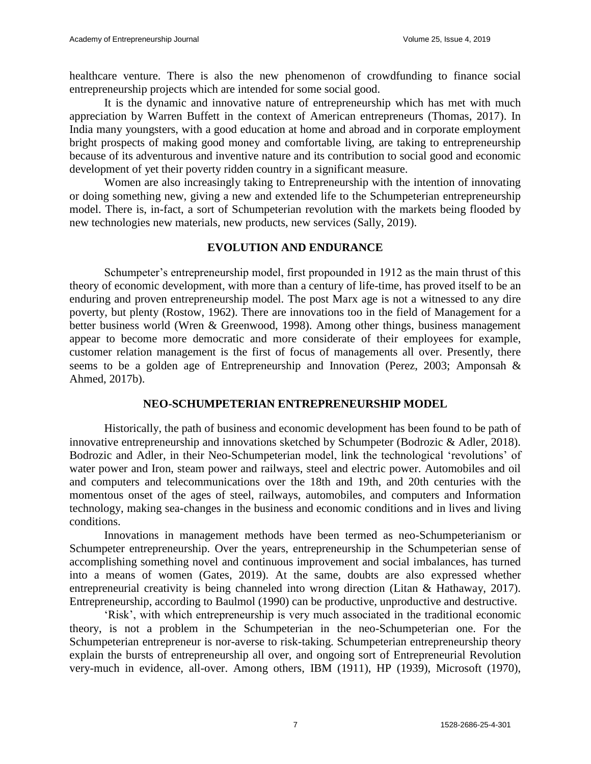healthcare venture. There is also the new phenomenon of crowdfunding to finance social entrepreneurship projects which are intended for some social good.

It is the dynamic and innovative nature of entrepreneurship which has met with much appreciation by Warren Buffett in the context of American entrepreneurs (Thomas, 2017). In India many youngsters, with a good education at home and abroad and in corporate employment bright prospects of making good money and comfortable living, are taking to entrepreneurship because of its adventurous and inventive nature and its contribution to social good and economic development of yet their poverty ridden country in a significant measure.

Women are also increasingly taking to Entrepreneurship with the intention of innovating or doing something new, giving a new and extended life to the Schumpeterian entrepreneurship model. There is, in-fact, a sort of Schumpeterian revolution with the markets being flooded by new technologies new materials, new products, new services (Sally, 2019).

## EVOLUTION AND ENDURANCE

Schumpeter's entrepreneurship model, first propounded in 1912 as the main thrust of this theory of economic development, with more than a century of life-time, has proved itself to be an enduring and proven entrepreneurship model. The post Marx age is not a witnessed to any dire poverty, but plenty (Rostow, 1962). There are innovations too in the field of Management for a better business world (Wren & Greenwood, 1998). Among other things, business management appear to become more democratic and more considerate of their employees for example, customer relation management is the first of focus of managements all over. Presently, there seems to be a golden age of Entrepreneurship and Innovation (Perez, 2003; Amponsah & Ahmed, 2017b).

## NEO-SCHUMPETERIAN ENTREPRENEURSHIP MODEL

Historically, the path of business and economic development has been found to be path of innovative entrepreneurship and innovations sketched by Schumpeter (Bodrozic & Adler, 2018). Bodrozic and Adler, in their Neo-Schumpeterian model, link the technological 'revolutions' of water power and Iron, steam power and railways, steel and electric power. Automobiles and oil and computers and telecommunications over the 18th and 19th, and 20th centuries with the momentous onset of the ages of steel, railways, automobiles, and computers and Information technology, making sea-changes in the business and economic conditions and in lives and living conditions.

Innovations in management methods have been termed as neo-Schumpeterianism or Schumpeter entrepreneurship. Over the years, entrepreneurship in the Schumpeterian sense of accomplishing something novel and continuous improvement and social imbalances, has turned into a means of women (Gates, 2019). At the same, doubts are also expressed whether entrepreneurial creativity is being channeled into wrong direction (Litan & Hathaway, 2017). Entrepreneurship, according to Baulmol (1990) can be productive, unproductive and destructive.

'Risk', with which entrepreneurship is very much associated in the traditional economic theory, is not a problem in the Schumpeterian in the neo-Schumpeterian one. For the Schumpeterian entrepreneur is nor-averse to risk-taking. Schumpeterian entrepreneurship theory explain the bursts of entrepreneurship all over, and ongoing sort of Entrepreneurial Revolution very-much in evidence, all-over. Among others, IBM (1911), HP (1939), Microsoft (1970),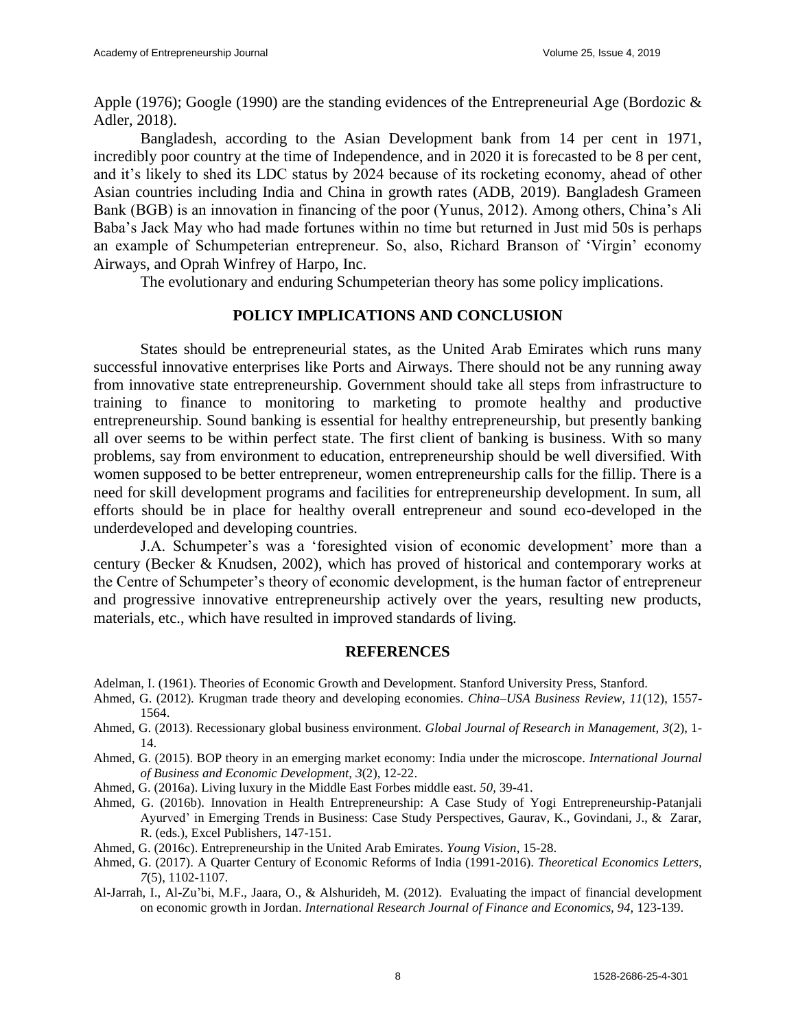Apple (1976); Google (1990) are the standing evidences of the Entrepreneurial Age (Bordozic & Adler, 2018).

Bangladesh, according to the Asian Development bank from 14 per cent in 1971, incredibly poor country at the time of Independence, and in 2020 it is forecasted to be 8 per cent, and it's likely to shed its LDC status by 2024 because of its rocketing economy, ahead of other Asian countries including India and China in growth rates (ADB, 2019). Bangladesh Grameen Bank (BGB) is an innovation in financing of the poor (Yunus, 2012). Among others, China's Ali Baba's Jack May who had made fortunes within no time but returned in Just mid 50s is perhaps an example of Schumpeterian entrepreneur. So, also, Richard Branson of 'Virgin' economy Airways, and Oprah Winfrey of Harpo, Inc.

The evolutionary and enduring Schumpeterian theory has some policy implications.

## POLICY IMPLICATIONS AND CONCLUSION

States should be entrepreneurial states, as the United Arab Emirates which runs many successful innovative enterprises like Ports and Airways. There should not be any running away from innovative state entrepreneurship. Government should take all steps from infrastructure to training to finance to monitoring to marketing to promote healthy and productive entrepreneurship. Sound banking is essential for healthy entrepreneurship, but presently banking all over seems to be within perfect state. The first client of banking is business. With so many problems, say from environment to education, entrepreneurship should be well diversified. With women supposed to be better entrepreneur, women entrepreneurship calls for the fillip. There is a need for skill development programs and facilities for entrepreneurship development. In sum, all efforts should be in place for healthy overall entrepreneur and sound eco-developed in the underdeveloped and developing countries.

J.A. Schumpeter's was a 'foresighted vision of economic development' more than a century (Becker & Knudsen, 2002), which has proved of historical and contemporary works at the Centre of Schumpeter's theory of economic development, is the human factor of entrepreneur and progressive innovative entrepreneurship actively over the years, resulting new products, materials, etc., which have resulted in improved standards of living.

## REFERENCES

Adelman, I. (1961). Theories of Economic Growth and Development. Stanford University Press, Stanford.

Ahmed, G. (2012). Krugman trade theory and developing economies. *China–USA Business Review, 11*(12), 1557-1564.

Ahmed, G. (2013). Recessionary global business environment. *Global Journal of Research in Management, 3*(2), 1-14.

Ahmed, G. (2015). BOP theory in an emerging market economy: India under the microscope. *International Journal of Business and Economic Development, 3*(2), 12-22.

Ahmed, G. (2016a). Living luxury in the Middle East Forbes middle east. *50*, 39-41.

Ahmed, G. (2016b). Innovation in Health Entrepreneurship: A Case Study of Yogi Entrepreneurship-Patanjali Ayurved' in Emerging Trends in Business: Case Study Perspectives, Gaurav, K., Govindani, J., & Zarar, R. (eds.), Excel Publishers, 147-151.

Ahmed, G. (2016c). Entrepreneurship in the United Arab Emirates. *Young Vision*, 15-28.

Ahmed, G. (2017). A Quarter Century of Economic Reforms of India (1991-2016). *Theoretical Economics Letters, 7*(5), 1102-1107.

Al-Jarrah, I., Al-Zu'bi, M.F., Jaara, O., & Alshurideh, M. (2012). Evaluating the impact of financial development on economic growth in Jordan. *International Research Journal of Finance and Economics, 94*, 123-139.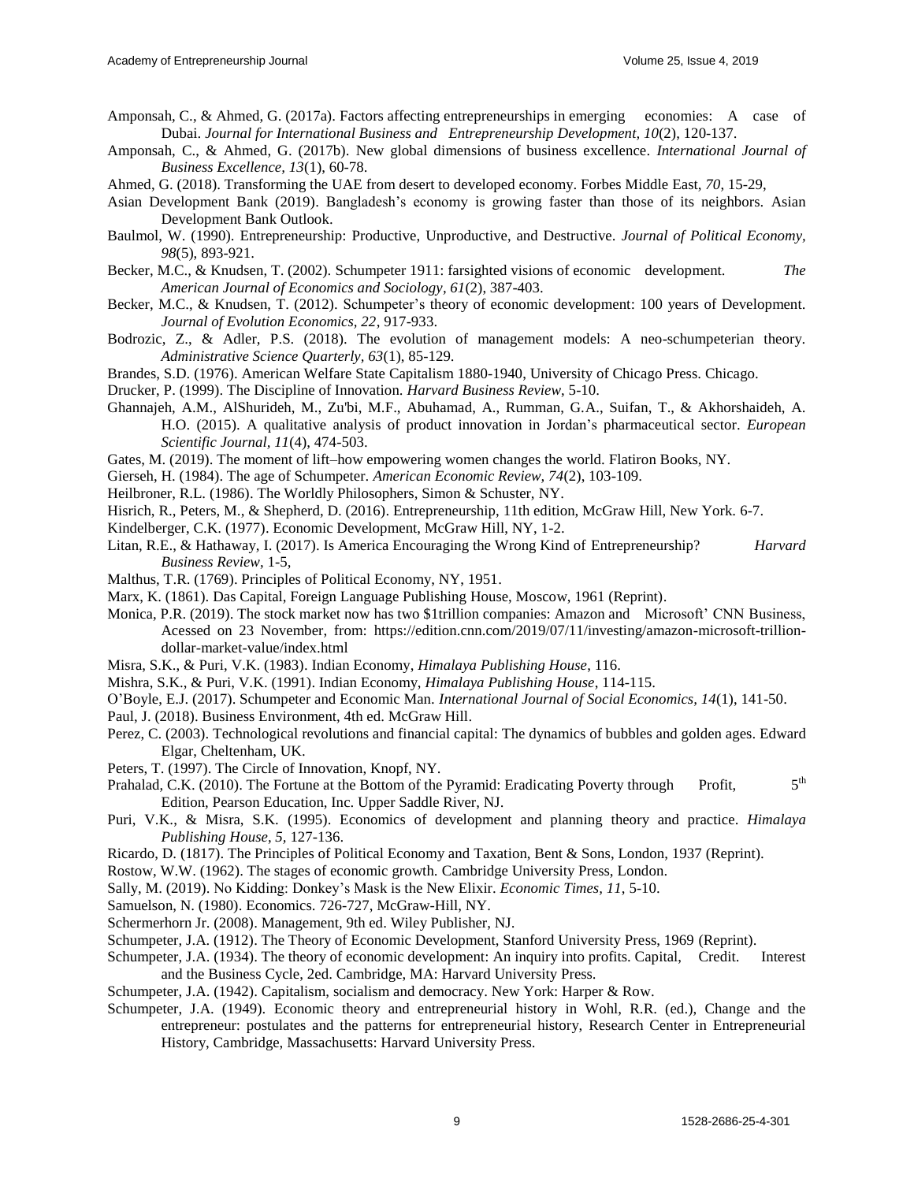Amponsah, C., & Ahmed, G. (2017a). Factors affecting entrepreneurships in emerging economies: A case of Dubai. *Journal for International Business and Entrepreneurship Development, 10*(2), 120-137.

Amponsah, C., & Ahmed, G. (2017b). New global dimensions of business excellence. *International Journal of Business Excellence, 13*(1), 60-78.

Ahmed, G. (2018). Transforming the UAE from desert to developed economy. Forbes Middle East, *70*, 15-29,

Asian Development Bank (2019). Bangladesh's economy is growing faster than those of its neighbors. Asian Development Bank Outlook.

Baulmol, W. (1990). Entrepreneurship: Productive, Unproductive, and Destructive. *Journal of Political Economy, 98*(5), 893-921.

Becker, M.C., & Knudsen, T. (2002). Schumpeter 1911: farsighted visions of economic development. *The American Journal of Economics and Sociology, 61*(2), 387-403.

Becker, M.C., & Knudsen, T. (2012). Schumpeter's theory of economic development: 100 years of Development. *Journal of Evolution Economics, 22*, 917-933.

Bodrozic, Z., & Adler, P.S. (2018). The evolution of management models: A neo-schumpeterian theory. *Administrative Science Quarterly, 63*(1), 85-129.

Brandes, S.D. (1976). American Welfare State Capitalism 1880-1940, University of Chicago Press. Chicago.

Drucker, P. (1999). The Discipline of Innovation. *Harvard Business Review*, 5-10.

Ghannajeh, A.M., AlShurideh, M., Zu'bi, M.F., Abuhamad, A., Rumman, G.A., Suifan, T., & Akhorshaideh, A. H.O. (2015). A qualitative analysis of product innovation in Jordan's pharmaceutical sector. *European Scientific Journal, 11*(4), 474-503.

Gates, M. (2019). The moment of lift–how empowering women changes the world. Flatiron Books, NY.

Gierseh, H. (1984). The age of Schumpeter. *American Economic Review, 74*(2), 103-109.

Heilbroner, R.L. (1986). The Worldly Philosophers, Simon & Schuster, NY.

Hisrich, R., Peters, M., & Shepherd, D. (2016). Entrepreneurship, 11th edition, McGraw Hill, New York. 6-7.

Kindelberger, C.K. (1977). Economic Development, McGraw Hill, NY, 1-2.

Litan, R.E., & Hathaway, I. (2017). Is America Encouraging the Wrong Kind of Entrepreneurship? *Harvard Business Review*, 1-5,

Malthus, T.R. (1769). Principles of Political Economy, NY, 1951.

Marx, K. (1861). Das Capital, Foreign Language Publishing House, Moscow, 1961 (Reprint).

Monica, P.R. (2019). The stock market now has two $1trillion companies: Amazon and Microsoft' CNN Business, Acessed on 23 November, from: https://edition.cnn.com/2019/07/11/investing/amazon-microsoft-trillion-dollar-market-value/index.html

Misra, S.K., & Puri, V.K. (1983). Indian Economy, *Himalaya Publishing House*, 116.

Mishra, S.K., & Puri, V.K. (1991). Indian Economy, *Himalaya Publishing House*, 114-115.

O'Boyle, E.J. (2017). Schumpeter and Economic Man. *International Journal of Social Economics, 14*(1), 141-50.

Paul, J. (2018). Business Environment, 4th ed. McGraw Hill.

Perez, C. (2003). Technological revolutions and financial capital: The dynamics of bubbles and golden ages. Edward Elgar, Cheltenham, UK.

Peters, T. (1997). The Circle of Innovation, Knopf, NY.

Prahalad, C.K. (2010). The Fortune at the Bottom of the Pyramid: Eradicating Poverty through Profit, 5th Edition, Pearson Education, Inc. Upper Saddle River, NJ.

Puri, V.K., & Misra, S.K. (1995). Economics of development and planning theory and practice. *Himalaya Publishing House, 5*, 127-136.

Ricardo, D. (1817). The Principles of Political Economy and Taxation, Bent & Sons, London, 1937 (Reprint).

Rostow, W.W. (1962). The stages of economic growth. Cambridge University Press, London.

Sally, M. (2019). No Kidding: Donkey's Mask is the New Elixir. *Economic Times, 11*, 5-10.

Samuelson, N. (1980). Economics. 726-727, McGraw-Hill, NY.

Schermerhorn Jr. (2008). Management, 9th ed. Wiley Publisher, NJ.

Schumpeter, J.A. (1912). The Theory of Economic Development, Stanford University Press, 1969 (Reprint).

Schumpeter, J.A. (1934). The theory of economic development: An inquiry into profits. Capital, Credit. Interest and the Business Cycle, 2ed. Cambridge, MA: Harvard University Press.

Schumpeter, J.A. (1942). Capitalism, socialism and democracy. New York: Harper & Row.

Schumpeter, J.A. (1949). Economic theory and entrepreneurial history in Wohl, R.R. (ed.), Change and the entrepreneur: postulates and the patterns for entrepreneurial history, Research Center in Entrepreneurial History, Cambridge, Massachusetts: Harvard University Press.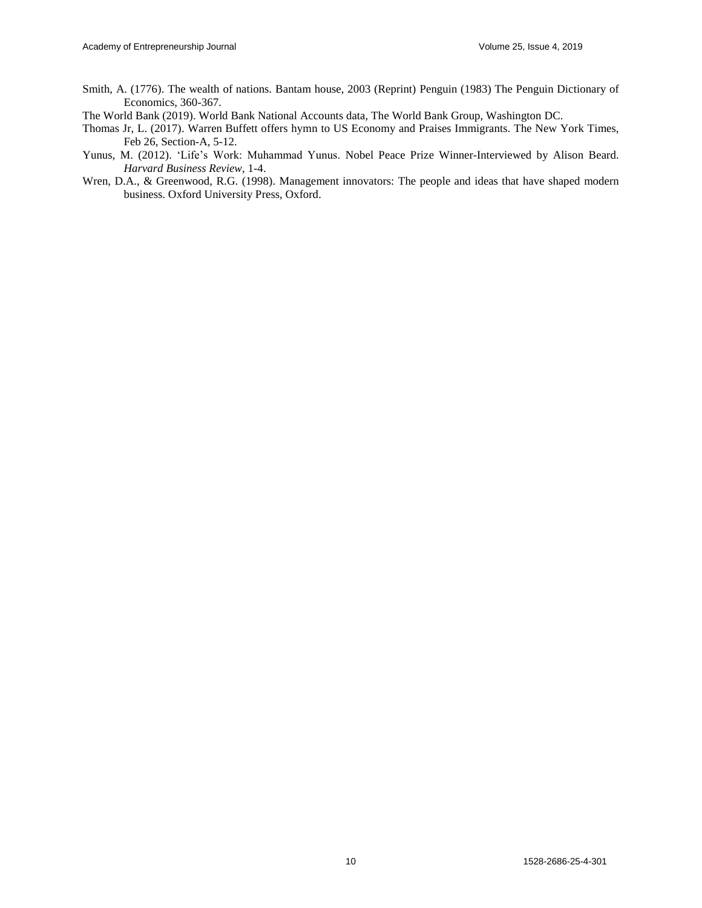Smith, A. (1776). The wealth of nations. Bantam house, 2003 (Reprint) Penguin (1983) The Penguin Dictionary of Economics, 360-367.

The World Bank (2019). World Bank National Accounts data, The World Bank Group, Washington DC.

Thomas Jr, L. (2017). Warren Buffett offers hymn to US Economy and Praises Immigrants. The New York Times, Feb 26, Section-A, 5-12.

Yunus, M. (2012). 'Life's Work: Muhammad Yunus. Nobel Peace Prize Winner-Interviewed by Alison Beard. *Harvard Business Review*, 1-4.

Wren, D.A., & Greenwood, R.G. (1998). Management innovators: The people and ideas that have shaped modern business. Oxford University Press, Oxford.